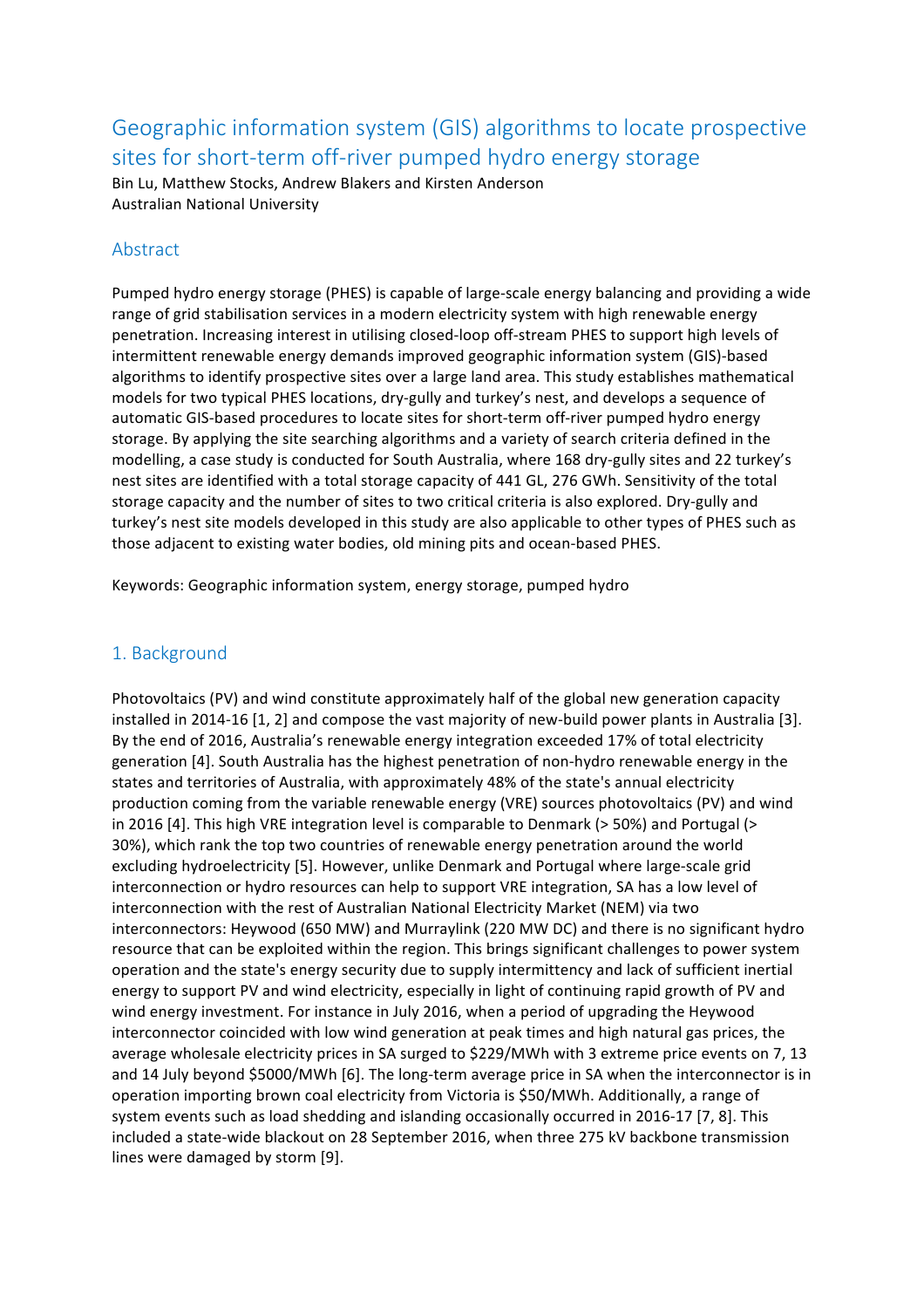# Geographic information system (GIS) algorithms to locate prospective sites for short-term off-river pumped hydro energy storage

Bin Lu, Matthew Stocks, Andrew Blakers and Kirsten Anderson
Australian National University

## Abstract

Pumped hydro energy storage (PHES) is capable of large-scale energy balancing and providing a wide range of grid stabilisation services in a modern electricity system with high renewable energy penetration. Increasing interest in utilising closed-loop off-stream PHES to support high levels of intermittent renewable energy demands improved geographic information system (GIS)-based algorithms to identify prospective sites over a large land area. This study establishes mathematical models for two typical PHES locations, dry-gully and turkey's nest, and develops a sequence of automatic GIS-based procedures to locate sites for short-term off-river pumped hydro energy storage. By applying the site searching algorithms and a variety of search criteria defined in the modelling, a case study is conducted for South Australia, where 168 dry-gully sites and 22 turkey's nest sites are identified with a total storage capacity of 441 GL, 276 GWh. Sensitivity of the total storage capacity and the number of sites to two critical criteria is also explored. Dry-gully and turkey's nest site models developed in this study are also applicable to other types of PHES such as those adjacent to existing water bodies, old mining pits and ocean-based PHES.

Keywords: Geographic information system, energy storage, pumped hydro

## 1. Background

Photovoltaics (PV) and wind constitute approximately half of the global new generation capacity installed in 2014-16 [1, 2] and compose the vast majority of new-build power plants in Australia [3]. By the end of 2016, Australia's renewable energy integration exceeded 17% of total electricity generation [4]. South Australia has the highest penetration of non-hydro renewable energy in the states and territories of Australia, with approximately 48% of the state's annual electricity production coming from the variable renewable energy (VRE) sources photovoltaics (PV) and wind in 2016 [4]. This high VRE integration level is comparable to Denmark (> 50%) and Portugal (> 30%), which rank the top two countries of renewable energy penetration around the world excluding hydroelectricity [5]. However, unlike Denmark and Portugal where large-scale grid interconnection or hydro resources can help to support VRE integration, SA has a low level of interconnection with the rest of Australian National Electricity Market (NEM) via two interconnectors: Heywood (650 MW) and Murraylink (220 MW DC) and there is no significant hydro resource that can be exploited within the region. This brings significant challenges to power system operation and the state's energy security due to supply intermittency and lack of sufficient inertial energy to support PV and wind electricity, especially in light of continuing rapid growth of PV and wind energy investment. For instance in July 2016, when a period of upgrading the Heywood interconnector coincided with low wind generation at peak times and high natural gas prices, the average wholesale electricity prices in SA surged to $229/MWh with 3 extreme price events on 7, 13 and 14 July beyond $5000/MWh [6]. The long-term average price in SA when the interconnector is in operation importing brown coal electricity from Victoria is $50/MWh. Additionally, a range of system events such as load shedding and islanding occasionally occurred in 2016-17 [7, 8]. This included a state-wide blackout on 28 September 2016, when three 275 kV backbone transmission lines were damaged by storm [9].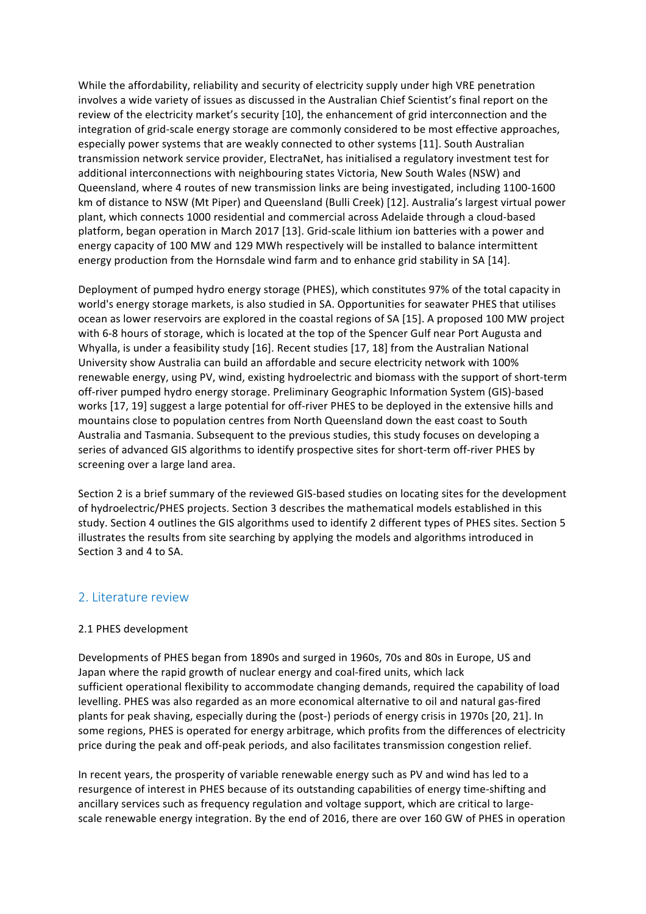While the affordability, reliability and security of electricity supply under high VRE penetration involves a wide variety of issues as discussed in the Australian Chief Scientist's final report on the review of the electricity market's security [10], the enhancement of grid interconnection and the integration of grid-scale energy storage are commonly considered to be most effective approaches, especially power systems that are weakly connected to other systems [11]. South Australian transmission network service provider, ElectraNet, has initialised a regulatory investment test for additional interconnections with neighbouring states Victoria, New South Wales (NSW) and Queensland, where 4 routes of new transmission links are being investigated, including 1100-1600 km of distance to NSW (Mt Piper) and Queensland (Bulli Creek) [12]. Australia's largest virtual power plant, which connects 1000 residential and commercial across Adelaide through a cloud-based platform, began operation in March 2017 [13]. Grid-scale lithium ion batteries with a power and energy capacity of 100 MW and 129 MWh respectively will be installed to balance intermittent energy production from the Hornsdale wind farm and to enhance grid stability in SA [14].

Deployment of pumped hydro energy storage (PHES), which constitutes 97% of the total capacity in world's energy storage markets, is also studied in SA. Opportunities for seawater PHES that utilises ocean as lower reservoirs are explored in the coastal regions of SA [15]. A proposed 100 MW project with 6-8 hours of storage, which is located at the top of the Spencer Gulf near Port Augusta and Whyalla, is under a feasibility study [16]. Recent studies [17, 18] from the Australian National University show Australia can build an affordable and secure electricity network with 100% renewable energy, using PV, wind, existing hydroelectric and biomass with the support of short-term off-river pumped hydro energy storage. Preliminary Geographic Information System (GIS)-based works [17, 19] suggest a large potential for off-river PHES to be deployed in the extensive hills and mountains close to population centres from North Queensland down the east coast to South Australia and Tasmania. Subsequent to the previous studies, this study focuses on developing a series of advanced GIS algorithms to identify prospective sites for short-term off-river PHES by screening over a large land area.

Section 2 is a brief summary of the reviewed GIS-based studies on locating sites for the development of hydroelectric/PHES projects. Section 3 describes the mathematical models established in this study. Section 4 outlines the GIS algorithms used to identify 2 different types of PHES sites. Section 5 illustrates the results from site searching by applying the models and algorithms introduced in Section 3 and 4 to SA.

## 2. Literature review

### 2.1 PHES development

Developments of PHES began from 1890s and surged in 1960s, 70s and 80s in Europe, US and Japan where the rapid growth of nuclear energy and coal-fired units, which lack sufficient operational flexibility to accommodate changing demands, required the capability of load levelling. PHES was also regarded as an more economical alternative to oil and natural gas-fired plants for peak shaving, especially during the (post-) periods of energy crisis in 1970s [20, 21]. In some regions, PHES is operated for energy arbitrage, which profits from the differences of electricity price during the peak and off-peak periods, and also facilitates transmission congestion relief.

In recent years, the prosperity of variable renewable energy such as PV and wind has led to a resurgence of interest in PHES because of its outstanding capabilities of energy time-shifting and ancillary services such as frequency regulation and voltage support, which are critical to large-scale renewable energy integration. By the end of 2016, there are over 160 GW of PHES in operation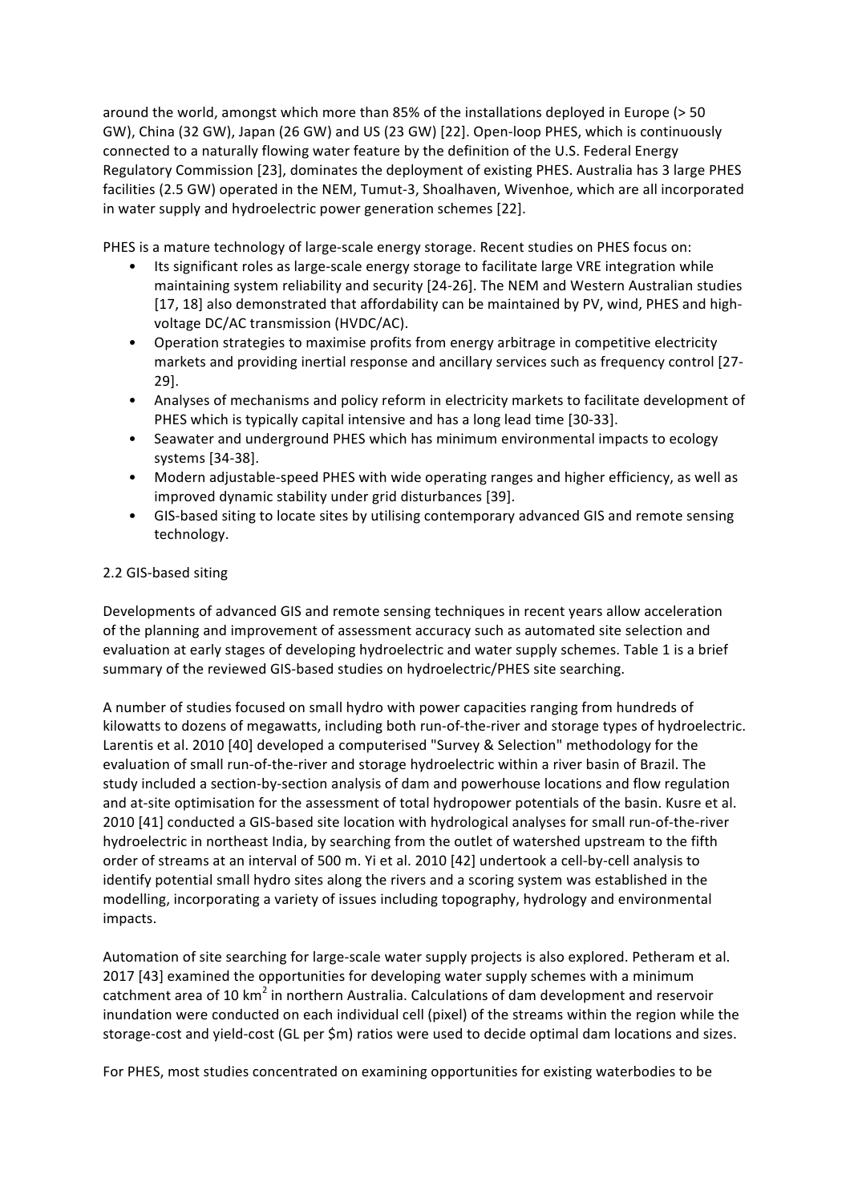around the world, amongst which more than 85% of the installations deployed in Europe (> 50 GW), China (32 GW), Japan (26 GW) and US (23 GW) [22]. Open-loop PHES, which is continuously connected to a naturally flowing water feature by the definition of the U.S. Federal Energy Regulatory Commission [23], dominates the deployment of existing PHES. Australia has 3 large PHES facilities (2.5 GW) operated in the NEM, Tumut-3, Shoalhaven, Wivenhoe, which are all incorporated in water supply and hydroelectric power generation schemes [22].

PHES is a mature technology of large-scale energy storage. Recent studies on PHES focus on:

- Its significant roles as large-scale energy storage to facilitate large VRE integration while maintaining system reliability and security [24-26]. The NEM and Western Australian studies [17, 18] also demonstrated that affordability can be maintained by PV, wind, PHES and high-voltage DC/AC transmission (HVDC/AC).
- Operation strategies to maximise profits from energy arbitrage in competitive electricity markets and providing inertial response and ancillary services such as frequency control [27-29].
- Analyses of mechanisms and policy reform in electricity markets to facilitate development of PHES which is typically capital intensive and has a long lead time [30-33].
- Seawater and underground PHES which has minimum environmental impacts to ecology systems [34-38].
- Modern adjustable-speed PHES with wide operating ranges and higher efficiency, as well as improved dynamic stability under grid disturbances [39].
- GIS-based siting to locate sites by utilising contemporary advanced GIS and remote sensing technology.

## 2.2 GIS-based siting

Developments of advanced GIS and remote sensing techniques in recent years allow acceleration of the planning and improvement of assessment accuracy such as automated site selection and evaluation at early stages of developing hydroelectric and water supply schemes. Table 1 is a brief summary of the reviewed GIS-based studies on hydroelectric/PHES site searching.

A number of studies focused on small hydro with power capacities ranging from hundreds of kilowatts to dozens of megawatts, including both run-of-the-river and storage types of hydroelectric. Larentis et al. 2010 [40] developed a computerised "Survey & Selection" methodology for the evaluation of small run-of-the-river and storage hydroelectric within a river basin of Brazil. The study included a section-by-section analysis of dam and powerhouse locations and flow regulation and at-site optimisation for the assessment of total hydropower potentials of the basin. Kusre et al. 2010 [41] conducted a GIS-based site location with hydrological analyses for small run-of-the-river hydroelectric in northeast India, by searching from the outlet of watershed upstream to the fifth order of streams at an interval of 500 m. Yi et al. 2010 [42] undertook a cell-by-cell analysis to identify potential small hydro sites along the rivers and a scoring system was established in the modelling, incorporating a variety of issues including topography, hydrology and environmental impacts.

Automation of site searching for large-scale water supply projects is also explored. Petheram et al. 2017 [43] examined the opportunities for developing water supply schemes with a minimum catchment area of 10 $km^2$ in northern Australia. Calculations of dam development and reservoir inundation were conducted on each individual cell (pixel) of the streams within the region while the storage-cost and yield-cost (GL per $m) ratios were used to decide optimal dam locations and sizes.

For PHES, most studies concentrated on examining opportunities for existing waterbodies to be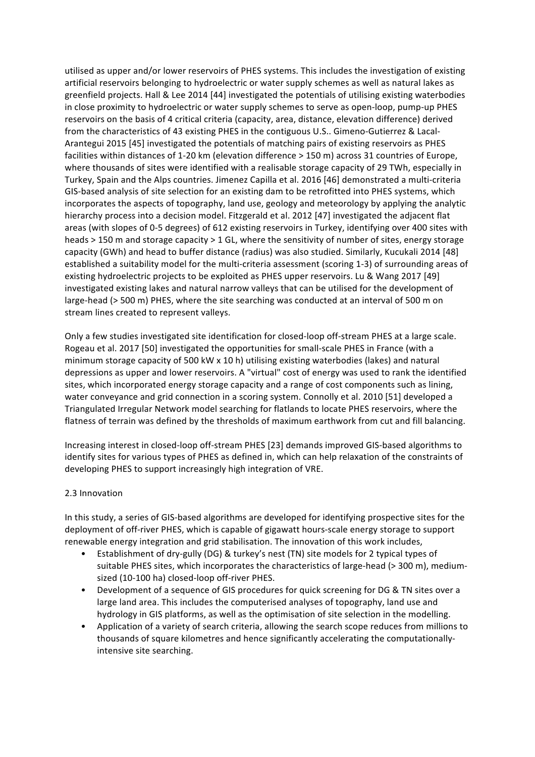utilised as upper and/or lower reservoirs of PHES systems. This includes the investigation of existing artificial reservoirs belonging to hydroelectric or water supply schemes as well as natural lakes as greenfield projects. Hall & Lee 2014 [44] investigated the potentials of utilising existing waterbodies in close proximity to hydroelectric or water supply schemes to serve as open-loop, pump-up PHES reservoirs on the basis of 4 critical criteria (capacity, area, distance, elevation difference) derived from the characteristics of 43 existing PHES in the contiguous U.S.. Gimeno-Gutierrez & Lacal-Arantegui 2015 [45] investigated the potentials of matching pairs of existing reservoirs as PHES facilities within distances of 1-20 km (elevation difference > 150 m) across 31 countries of Europe, where thousands of sites were identified with a realisable storage capacity of 29 TWh, especially in Turkey, Spain and the Alps countries. Jimenez Capilla et al. 2016 [46] demonstrated a multi-criteria GIS-based analysis of site selection for an existing dam to be retrofitted into PHES systems, which incorporates the aspects of topography, land use, geology and meteorology by applying the analytic hierarchy process into a decision model. Fitzgerald et al. 2012 [47] investigated the adjacent flat areas (with slopes of 0-5 degrees) of 612 existing reservoirs in Turkey, identifying over 400 sites with heads > 150 m and storage capacity > 1 GL, where the sensitivity of number of sites, energy storage capacity (GWh) and head to buffer distance (radius) was also studied. Similarly, Kucukali 2014 [48] established a suitability model for the multi-criteria assessment (scoring 1-3) of surrounding areas of existing hydroelectric projects to be exploited as PHES upper reservoirs. Lu & Wang 2017 [49] investigated existing lakes and natural narrow valleys that can be utilised for the development of large-head (> 500 m) PHES, where the site searching was conducted at an interval of 500 m on stream lines created to represent valleys.

Only a few studies investigated site identification for closed-loop off-stream PHES at a large scale. Rogeau et al. 2017 [50] investigated the opportunities for small-scale PHES in France (with a minimum storage capacity of 500 kW x 10 h) utilising existing waterbodies (lakes) and natural depressions as upper and lower reservoirs. A "virtual" cost of energy was used to rank the identified sites, which incorporated energy storage capacity and a range of cost components such as lining, water conveyance and grid connection in a scoring system. Connolly et al. 2010 [51] developed a Triangulated Irregular Network model searching for flatlands to locate PHES reservoirs, where the flatness of terrain was defined by the thresholds of maximum earthwork from cut and fill balancing.

Increasing interest in closed-loop off-stream PHES [23] demands improved GIS-based algorithms to identify sites for various types of PHES as defined in, which can help relaxation of the constraints of developing PHES to support increasingly high integration of VRE.

## 2.3 Innovation

In this study, a series of GIS-based algorithms are developed for identifying prospective sites for the deployment of off-river PHES, which is capable of gigawatt hours-scale energy storage to support renewable energy integration and grid stabilisation. The innovation of this work includes,

- Establishment of dry-gully (DG) & turkey's nest (TN) site models for 2 typical types of suitable PHES sites, which incorporates the characteristics of large-head (> 300 m), medium-sized (10-100 ha) closed-loop off-river PHES.
- Development of a sequence of GIS procedures for quick screening for DG & TN sites over a large land area. This includes the computerised analyses of topography, land use and hydrology in GIS platforms, as well as the optimisation of site selection in the modelling.
- Application of a variety of search criteria, allowing the search scope reduces from millions to thousands of square kilometres and hence significantly accelerating the computationally-intensive site searching.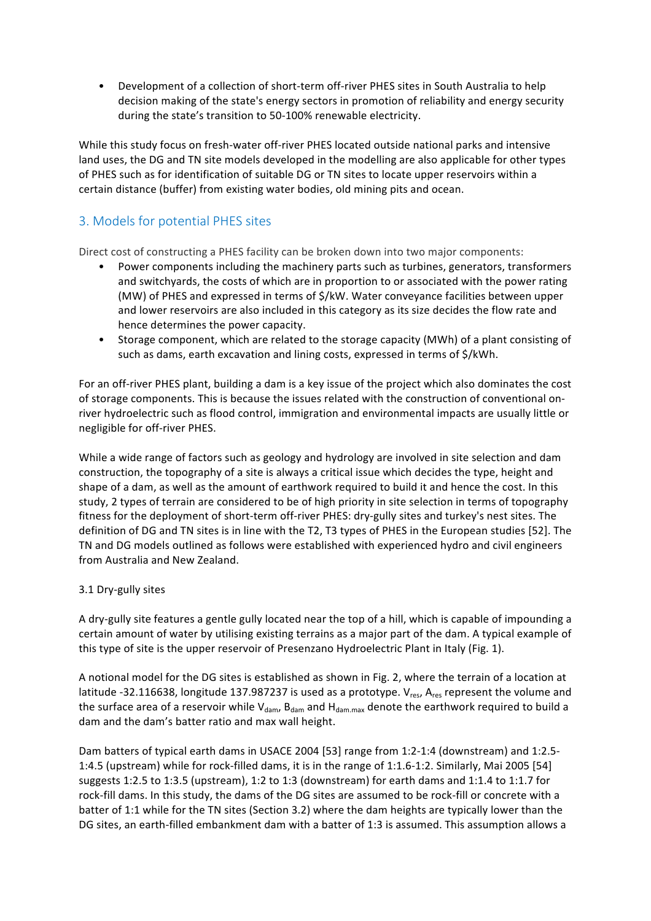- Development of a collection of short-term off-river PHES sites in South Australia to help decision making of the state's energy sectors in promotion of reliability and energy security during the state's transition to 50-100% renewable electricity.

While this study focus on fresh-water off-river PHES located outside national parks and intensive land uses, the DG and TN site models developed in the modelling are also applicable for other types of PHES such as for identification of suitable DG or TN sites to locate upper reservoirs within a certain distance (buffer) from existing water bodies, old mining pits and ocean.

## 3. Models for potential PHES sites

Direct cost of constructing a PHES facility can be broken down into two major components:

- Power components including the machinery parts such as turbines, generators, transformers and switchyards, the costs of which are in proportion to or associated with the power rating (MW) of PHES and expressed in terms of $/kW. Water conveyance facilities between upper and lower reservoirs are also included in this category as its size decides the flow rate and hence determines the power capacity.
- Storage component, which are related to the storage capacity (MWh) of a plant consisting of such as dams, earth excavation and lining costs, expressed in terms of $/kWh.

For an off-river PHES plant, building a dam is a key issue of the project which also dominates the cost of storage components. This is because the issues related with the construction of conventional on-river hydroelectric such as flood control, immigration and environmental impacts are usually little or negligible for off-river PHES.

While a wide range of factors such as geology and hydrology are involved in site selection and dam construction, the topography of a site is always a critical issue which decides the type, height and shape of a dam, as well as the amount of earthwork required to build it and hence the cost. In this study, 2 types of terrain are considered to be of high priority in site selection in terms of topography fitness for the deployment of short-term off-river PHES: dry-gully sites and turkey's nest sites. The definition of DG and TN sites is in line with the T2, T3 types of PHES in the European studies [52]. The TN and DG models outlined as follows were established with experienced hydro and civil engineers from Australia and New Zealand.

### 3.1 Dry-gully sites

A dry-gully site features a gentle gully located near the top of a hill, which is capable of impounding a certain amount of water by utilising existing terrains as a major part of the dam. A typical example of this type of site is the upper reservoir of Presenzano Hydroelectric Plant in Italy (Fig. 1).

A notional model for the DG sites is established as shown in Fig. 2, where the terrain of a location at latitude -32.116638, longitude 137.987237 is used as a prototype. $V_{res}$, $A_{res}$ represent the volume and the surface area of a reservoir while $V_{dam}$, $B_{dam}$ and $H_{dam.max}$ denote the earthwork required to build a dam and the dam's batter ratio and max wall height.

Dam batters of typical earth dams in USACE 2004 [53] range from 1:2-1:4 (downstream) and 1:2.5-1:4.5 (upstream) while for rock-filled dams, it is in the range of 1:1.6-1:2. Similarly, Mai 2005 [54] suggests 1:2.5 to 1:3.5 (upstream), 1:2 to 1:3 (downstream) for earth dams and 1:1.4 to 1:1.7 for rock-fill dams. In this study, the dams of the DG sites are assumed to be rock-fill or concrete with a batter of 1:1 while for the TN sites (Section 3.2) where the dam heights are typically lower than the DG sites, an earth-filled embankment dam with a batter of 1:3 is assumed. This assumption allows a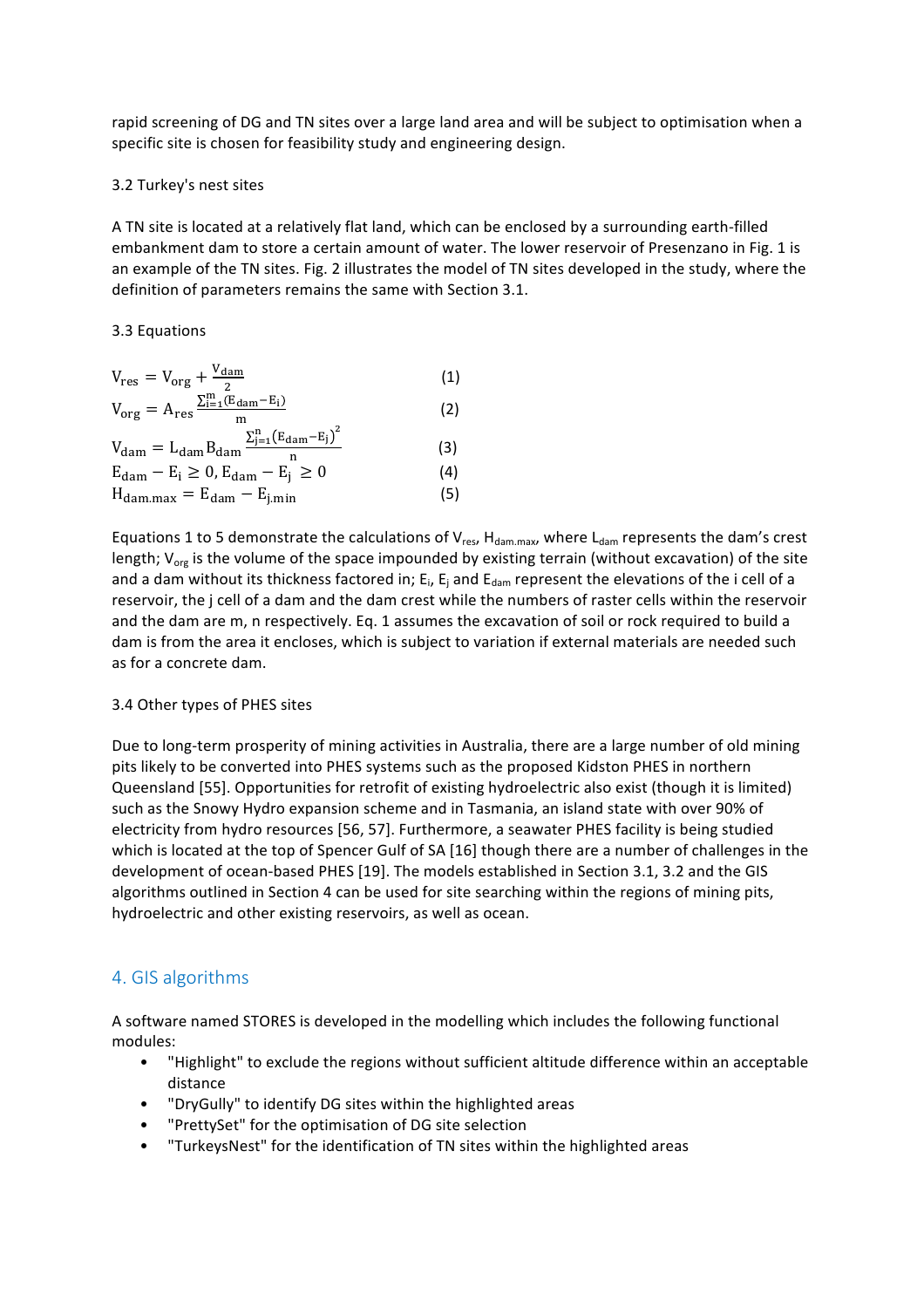rapid screening of DG and TN sites over a large land area and will be subject to optimisation when a specific site is chosen for feasibility study and engineering design.

### 3.2 Turkey's nest sites

A TN site is located at a relatively flat land, which can be enclosed by a surrounding earth-filled embankment dam to store a certain amount of water. The lower reservoir of Presenzano in Fig. 1 is an example of the TN sites. Fig. 2 illustrates the model of TN sites developed in the study, where the definition of parameters remains the same with Section 3.1.

### 3.3 Equations

$$V_{res} = V_{org} + \frac{V_{dam}}{2} \tag{1}$$

$$V_{org} = A_{res} \frac{\sum_{i=1}^{m}(E_{dam} - E_i)}{m} \tag{2}$$

$$V_{dam} = L_{dam} B_{dam} \frac{\sum_{j=1}^{n}(E_{dam} - E_j)^2}{n} \tag{3}$$

$$E_{dam} - E_i \geq 0, E_{dam} - E_j \geq 0 \tag{4}$$

$$H_{dam.max} = E_{dam} - E_{j.min} \tag{5}$$

Equations 1 to 5 demonstrate the calculations of $V_{res}$, $H_{dam.max}$, where $L_{dam}$ represents the dam's crest length; $V_{org}$ is the volume of the space impounded by existing terrain (without excavation) of the site and a dam without its thickness factored in; $E_i$, $E_j$ and $E_{dam}$ represent the elevations of the i cell of a reservoir, the j cell of a dam and the dam crest while the numbers of raster cells within the reservoir and the dam are m, n respectively. Eq. 1 assumes the excavation of soil or rock required to build a dam is from the area it encloses, which is subject to variation if external materials are needed such as for a concrete dam.

### 3.4 Other types of PHES sites

Due to long-term prosperity of mining activities in Australia, there are a large number of old mining pits likely to be converted into PHES systems such as the proposed Kidston PHES in northern Queensland [55]. Opportunities for retrofit of existing hydroelectric also exist (though it is limited) such as the Snowy Hydro expansion scheme and in Tasmania, an island state with over 90% of electricity from hydro resources [56, 57]. Furthermore, a seawater PHES facility is being studied which is located at the top of Spencer Gulf of SA [16] though there are a number of challenges in the development of ocean-based PHES [19]. The models established in Section 3.1, 3.2 and the GIS algorithms outlined in Section 4 can be used for site searching within the regions of mining pits, hydroelectric and other existing reservoirs, as well as ocean.

## 4. GIS algorithms

A software named STORES is developed in the modelling which includes the following functional modules:

- "Highlight" to exclude the regions without sufficient altitude difference within an acceptable distance
- "DryGully" to identify DG sites within the highlighted areas
- "PrettySet" for the optimisation of DG site selection
- "TurkeysNest" for the identification of TN sites within the highlighted areas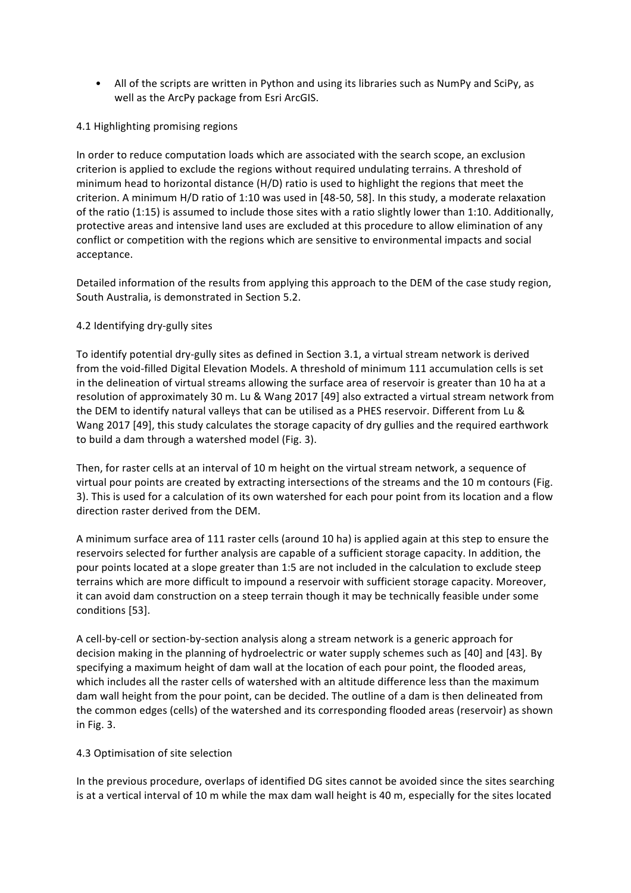- All of the scripts are written in Python and using its libraries such as NumPy and SciPy, as well as the ArcPy package from Esri ArcGIS.

## 4.1 Highlighting promising regions

In order to reduce computation loads which are associated with the search scope, an exclusion criterion is applied to exclude the regions without required undulating terrains. A threshold of minimum head to horizontal distance (H/D) ratio is used to highlight the regions that meet the criterion. A minimum H/D ratio of 1:10 was used in [48-50, 58]. In this study, a moderate relaxation of the ratio (1:15) is assumed to include those sites with a ratio slightly lower than 1:10. Additionally, protective areas and intensive land uses are excluded at this procedure to allow elimination of any conflict or competition with the regions which are sensitive to environmental impacts and social acceptance.

Detailed information of the results from applying this approach to the DEM of the case study region, South Australia, is demonstrated in Section 5.2.

## 4.2 Identifying dry-gully sites

To identify potential dry-gully sites as defined in Section 3.1, a virtual stream network is derived from the void-filled Digital Elevation Models. A threshold of minimum 111 accumulation cells is set in the delineation of virtual streams allowing the surface area of reservoir is greater than 10 ha at a resolution of approximately 30 m. Lu & Wang 2017 [49] also extracted a virtual stream network from the DEM to identify natural valleys that can be utilised as a PHES reservoir. Different from Lu & Wang 2017 [49], this study calculates the storage capacity of dry gullies and the required earthwork to build a dam through a watershed model (Fig. 3).

Then, for raster cells at an interval of 10 m height on the virtual stream network, a sequence of virtual pour points are created by extracting intersections of the streams and the 10 m contours (Fig. 3). This is used for a calculation of its own watershed for each pour point from its location and a flow direction raster derived from the DEM.

A minimum surface area of 111 raster cells (around 10 ha) is applied again at this step to ensure the reservoirs selected for further analysis are capable of a sufficient storage capacity. In addition, the pour points located at a slope greater than 1:5 are not included in the calculation to exclude steep terrains which are more difficult to impound a reservoir with sufficient storage capacity. Moreover, it can avoid dam construction on a steep terrain though it may be technically feasible under some conditions [53].

A cell-by-cell or section-by-section analysis along a stream network is a generic approach for decision making in the planning of hydroelectric or water supply schemes such as [40] and [43]. By specifying a maximum height of dam wall at the location of each pour point, the flooded areas, which includes all the raster cells of watershed with an altitude difference less than the maximum dam wall height from the pour point, can be decided. The outline of a dam is then delineated from the common edges (cells) of the watershed and its corresponding flooded areas (reservoir) as shown in Fig. 3.

## 4.3 Optimisation of site selection

In the previous procedure, overlaps of identified DG sites cannot be avoided since the sites searching is at a vertical interval of 10 m while the max dam wall height is 40 m, especially for the sites located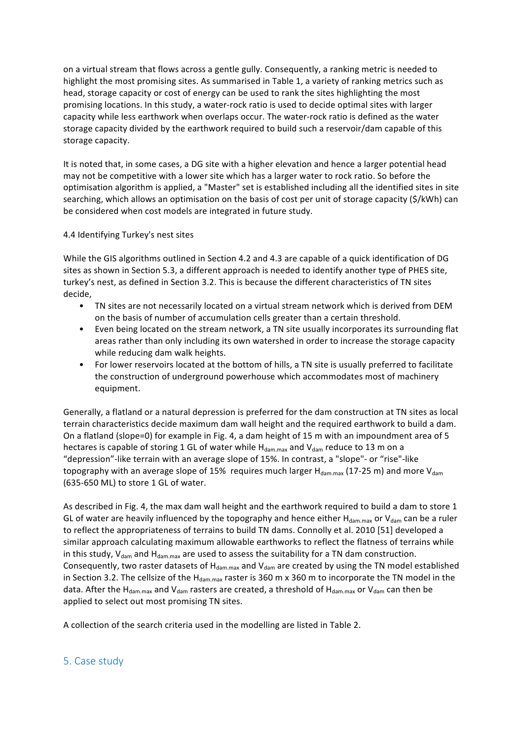on a virtual stream that flows across a gentle gully. Consequently, a ranking metric is needed to highlight the most promising sites. As summarised in Table 1, a variety of ranking metrics such as head, storage capacity or cost of energy can be used to rank the sites highlighting the most promising locations. In this study, a water-rock ratio is used to decide optimal sites with larger capacity while less earthwork when overlaps occur. The water-rock ratio is defined as the water storage capacity divided by the earthwork required to build such a reservoir/dam capable of this storage capacity.

It is noted that, in some cases, a DG site with a higher elevation and hence a larger potential head may not be competitive with a lower site which has a larger water to rock ratio. So before the optimisation algorithm is applied, a "Master" set is established including all the identified sites in site searching, which allows an optimisation on the basis of cost per unit of storage capacity ($/kWh) can be considered when cost models are integrated in future study.

### 4.4 Identifying Turkey's nest sites

While the GIS algorithms outlined in Section 4.2 and 4.3 are capable of a quick identification of DG sites as shown in Section 5.3, a different approach is needed to identify another type of PHES site, turkey's nest, as defined in Section 3.2. This is because the different characteristics of TN sites decide,

- TN sites are not necessarily located on a virtual stream network which is derived from DEM on the basis of number of accumulation cells greater than a certain threshold.
- Even being located on the stream network, a TN site usually incorporates its surrounding flat areas rather than only including its own watershed in order to increase the storage capacity while reducing dam walk heights.
- For lower reservoirs located at the bottom of hills, a TN site is usually preferred to facilitate the construction of underground powerhouse which accommodates most of machinery equipment.

Generally, a flatland or a natural depression is preferred for the dam construction at TN sites as local terrain characteristics decide maximum dam wall height and the required earthwork to build a dam. On a flatland (slope=0) for example in Fig. 4, a dam height of 15 m with an impoundment area of 5 hectares is capable of storing 1 GL of water while $H_{dam.max}$ and $V_{dam}$ reduce to 13 m on a "depression"-like terrain with an average slope of 15%. In contrast, a "slope"- or "rise"-like topography with an average slope of 15% requires much larger $H_{dam.max}$ (17-25 m) and more $V_{dam}$ (635-650 ML) to store 1 GL of water.

As described in Fig. 4, the max dam wall height and the earthwork required to build a dam to store 1 GL of water are heavily influenced by the topography and hence either $H_{dam.max}$ or $V_{dam}$ can be a ruler to reflect the appropriateness of terrains to build TN dams. Connolly et al. 2010 [51] developed a similar approach calculating maximum allowable earthworks to reflect the flatness of terrains while in this study, $V_{dam}$ and $H_{dam.max}$ are used to assess the suitability for a TN dam construction. Consequently, two raster datasets of $H_{dam.max}$ and $V_{dam}$ are created by using the TN model established in Section 3.2. The cellsize of the $H_{dam.max}$ raster is 360 m x 360 m to incorporate the TN model in the data. After the $H_{dam.max}$ and $V_{dam}$ rasters are created, a threshold of $H_{dam.max}$ or $V_{dam}$ can then be applied to select out most promising TN sites.

A collection of the search criteria used in the modelling are listed in Table 2.

## 5. Case study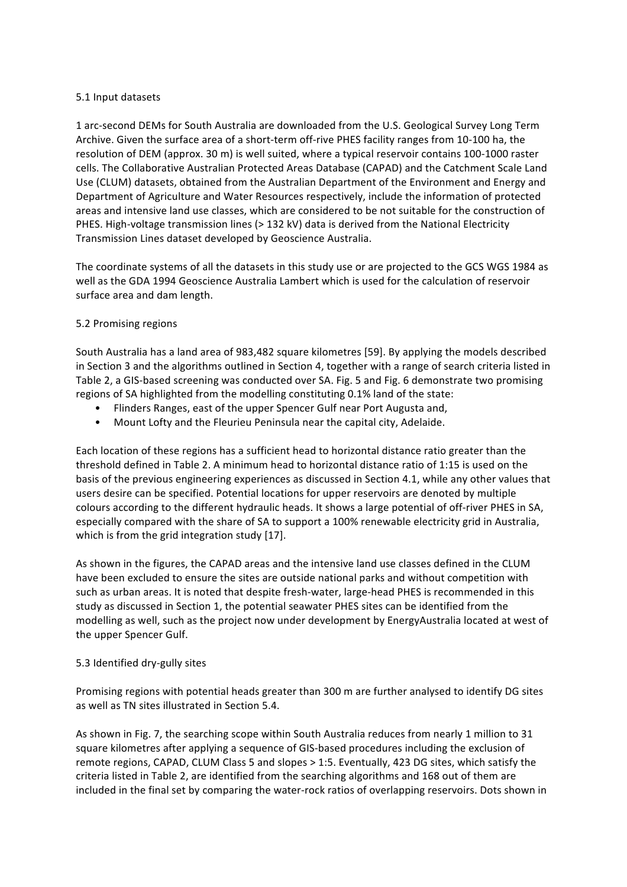### 5.1 Input datasets

1 arc-second DEMs for South Australia are downloaded from the U.S. Geological Survey Long Term Archive. Given the surface area of a short-term off-rive PHES facility ranges from 10-100 ha, the resolution of DEM (approx. 30 m) is well suited, where a typical reservoir contains 100-1000 raster cells. The Collaborative Australian Protected Areas Database (CAPAD) and the Catchment Scale Land Use (CLUM) datasets, obtained from the Australian Department of the Environment and Energy and Department of Agriculture and Water Resources respectively, include the information of protected areas and intensive land use classes, which are considered to be not suitable for the construction of PHES. High-voltage transmission lines (> 132 kV) data is derived from the National Electricity Transmission Lines dataset developed by Geoscience Australia.

The coordinate systems of all the datasets in this study use or are projected to the GCS WGS 1984 as well as the GDA 1994 Geoscience Australia Lambert which is used for the calculation of reservoir surface area and dam length.

### 5.2 Promising regions

South Australia has a land area of 983,482 square kilometres [59]. By applying the models described in Section 3 and the algorithms outlined in Section 4, together with a range of search criteria listed in Table 2, a GIS-based screening was conducted over SA. Fig. 5 and Fig. 6 demonstrate two promising regions of SA highlighted from the modelling constituting 0.1% land of the state:

- Flinders Ranges, east of the upper Spencer Gulf near Port Augusta and,
- Mount Lofty and the Fleurieu Peninsula near the capital city, Adelaide.

Each location of these regions has a sufficient head to horizontal distance ratio greater than the threshold defined in Table 2. A minimum head to horizontal distance ratio of 1:15 is used on the basis of the previous engineering experiences as discussed in Section 4.1, while any other values that users desire can be specified. Potential locations for upper reservoirs are denoted by multiple colours according to the different hydraulic heads. It shows a large potential of off-river PHES in SA, especially compared with the share of SA to support a 100% renewable electricity grid in Australia, which is from the grid integration study [17].

As shown in the figures, the CAPAD areas and the intensive land use classes defined in the CLUM have been excluded to ensure the sites are outside national parks and without competition with such as urban areas. It is noted that despite fresh-water, large-head PHES is recommended in this study as discussed in Section 1, the potential seawater PHES sites can be identified from the modelling as well, such as the project now under development by EnergyAustralia located at west of the upper Spencer Gulf.

### 5.3 Identified dry-gully sites

Promising regions with potential heads greater than 300 m are further analysed to identify DG sites as well as TN sites illustrated in Section 5.4.

As shown in Fig. 7, the searching scope within South Australia reduces from nearly 1 million to 31 square kilometres after applying a sequence of GIS-based procedures including the exclusion of remote regions, CAPAD, CLUM Class 5 and slopes > 1:5. Eventually, 423 DG sites, which satisfy the criteria listed in Table 2, are identified from the searching algorithms and 168 out of them are included in the final set by comparing the water-rock ratios of overlapping reservoirs. Dots shown in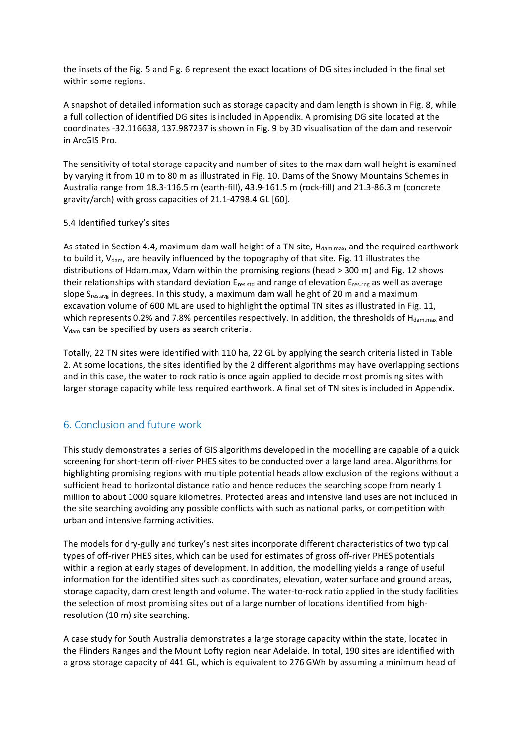the insets of the Fig. 5 and Fig. 6 represent the exact locations of DG sites included in the final set within some regions.

A snapshot of detailed information such as storage capacity and dam length is shown in Fig. 8, while a full collection of identified DG sites is included in Appendix. A promising DG site located at the coordinates -32.116638, 137.987237 is shown in Fig. 9 by 3D visualisation of the dam and reservoir in ArcGIS Pro.

The sensitivity of total storage capacity and number of sites to the max dam wall height is examined by varying it from 10 m to 80 m as illustrated in Fig. 10. Dams of the Snowy Mountains Schemes in Australia range from 18.3-116.5 m (earth-fill), 43.9-161.5 m (rock-fill) and 21.3-86.3 m (concrete gravity/arch) with gross capacities of 21.1-4798.4 GL [60].

5.4 Identified turkey's sites

As stated in Section 4.4, maximum dam wall height of a TN site, $H_{dam.max}$, and the required earthwork to build it, $V_{dam}$, are heavily influenced by the topography of that site. Fig. 11 illustrates the distributions of Hdam.max, Vdam within the promising regions (head > 300 m) and Fig. 12 shows their relationships with standard deviation $E_{res.std}$ and range of elevation $E_{res.rng}$ as well as average slope $S_{res.avg}$ in degrees. In this study, a maximum dam wall height of 20 m and a maximum excavation volume of 600 ML are used to highlight the optimal TN sites as illustrated in Fig. 11, which represents 0.2% and 7.8% percentiles respectively. In addition, the thresholds of $H_{dam.max}$ and $V_{dam}$ can be specified by users as search criteria.

Totally, 22 TN sites were identified with 110 ha, 22 GL by applying the search criteria listed in Table 2. At some locations, the sites identified by the 2 different algorithms may have overlapping sections and in this case, the water to rock ratio is once again applied to decide most promising sites with larger storage capacity while less required earthwork. A final set of TN sites is included in Appendix.

## 6. Conclusion and future work

This study demonstrates a series of GIS algorithms developed in the modelling are capable of a quick screening for short-term off-river PHES sites to be conducted over a large land area. Algorithms for highlighting promising regions with multiple potential heads allow exclusion of the regions without a sufficient head to horizontal distance ratio and hence reduces the searching scope from nearly 1 million to about 1000 square kilometres. Protected areas and intensive land uses are not included in the site searching avoiding any possible conflicts with such as national parks, or competition with urban and intensive farming activities.

The models for dry-gully and turkey's nest sites incorporate different characteristics of two typical types of off-river PHES sites, which can be used for estimates of gross off-river PHES potentials within a region at early stages of development. In addition, the modelling yields a range of useful information for the identified sites such as coordinates, elevation, water surface and ground areas, storage capacity, dam crest length and volume. The water-to-rock ratio applied in the study facilities the selection of most promising sites out of a large number of locations identified from high-resolution (10 m) site searching.

A case study for South Australia demonstrates a large storage capacity within the state, located in the Flinders Ranges and the Mount Lofty region near Adelaide. In total, 190 sites are identified with a gross storage capacity of 441 GL, which is equivalent to 276 GWh by assuming a minimum head of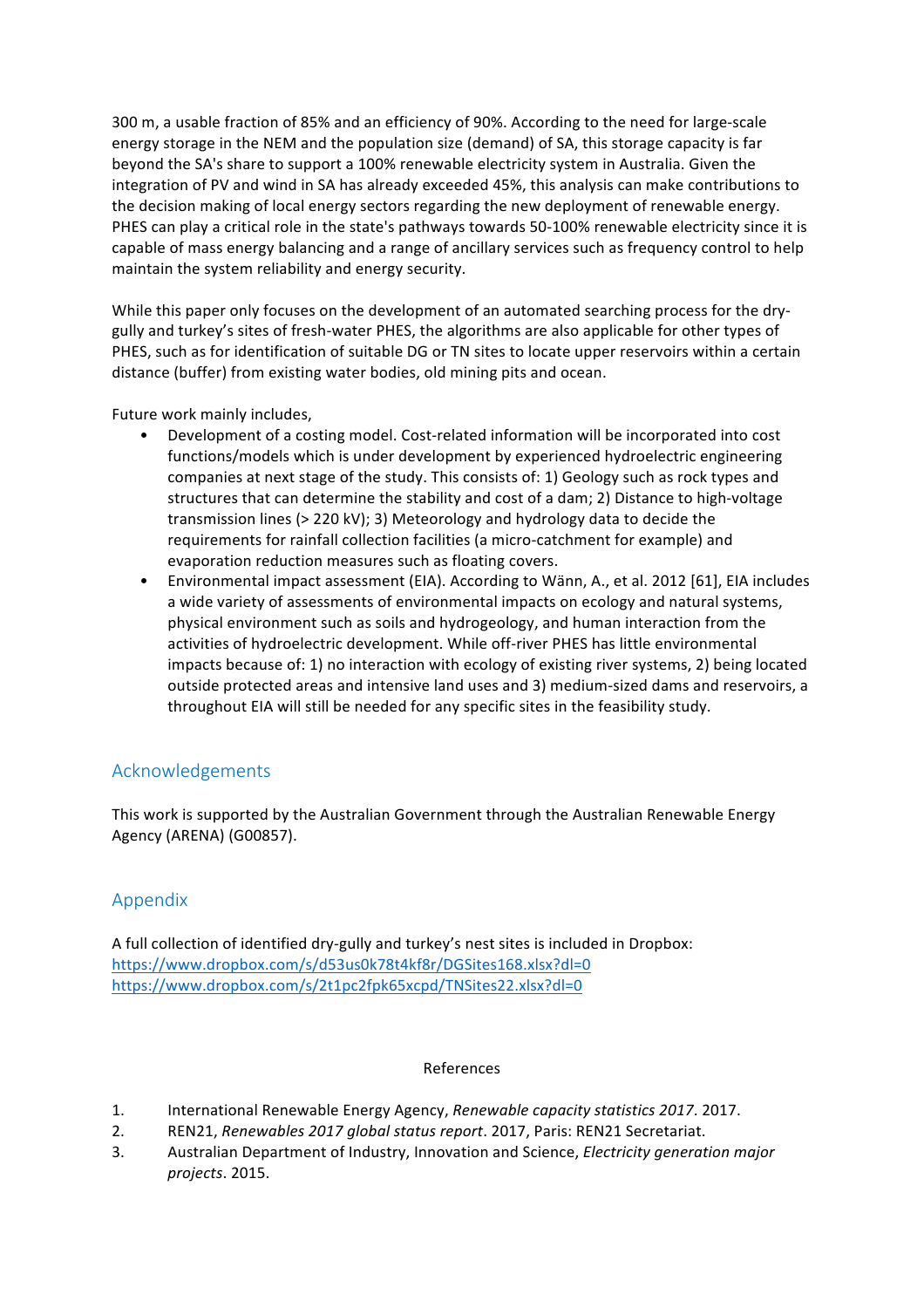300 m, a usable fraction of 85% and an efficiency of 90%. According to the need for large-scale energy storage in the NEM and the population size (demand) of SA, this storage capacity is far beyond the SA's share to support a 100% renewable electricity system in Australia. Given the integration of PV and wind in SA has already exceeded 45%, this analysis can make contributions to the decision making of local energy sectors regarding the new deployment of renewable energy. PHES can play a critical role in the state's pathways towards 50-100% renewable electricity since it is capable of mass energy balancing and a range of ancillary services such as frequency control to help maintain the system reliability and energy security.

While this paper only focuses on the development of an automated searching process for the dry-gully and turkey's sites of fresh-water PHES, the algorithms are also applicable for other types of PHES, such as for identification of suitable DG or TN sites to locate upper reservoirs within a certain distance (buffer) from existing water bodies, old mining pits and ocean.

Future work mainly includes,

- Development of a costing model. Cost-related information will be incorporated into cost functions/models which is under development by experienced hydroelectric engineering companies at next stage of the study. This consists of: 1) Geology such as rock types and structures that can determine the stability and cost of a dam; 2) Distance to high-voltage transmission lines (> 220 kV); 3) Meteorology and hydrology data to decide the requirements for rainfall collection facilities (a micro-catchment for example) and evaporation reduction measures such as floating covers.
- Environmental impact assessment (EIA). According to Wänn, A., et al. 2012 [61], EIA includes a wide variety of assessments of environmental impacts on ecology and natural systems, physical environment such as soils and hydrogeology, and human interaction from the activities of hydroelectric development. While off-river PHES has little environmental impacts because of: 1) no interaction with ecology of existing river systems, 2) being located outside protected areas and intensive land uses and 3) medium-sized dams and reservoirs, a throughout EIA will still be needed for any specific sites in the feasibility study.

## Acknowledgements

This work is supported by the Australian Government through the Australian Renewable Energy Agency (ARENA) (G00857).

## Appendix

A full collection of identified dry-gully and turkey's nest sites is included in Dropbox:
https://www.dropbox.com/s/d53us0k78t4kf8r/DGSites168.xlsx?dl=0
https://www.dropbox.com/s/2t1pc2fpk65xcpd/TNSites22.xlsx?dl=0

## References

1. International Renewable Energy Agency, *Renewable capacity statistics 2017*. 2017.
2. REN21, *Renewables 2017 global status report*. 2017, Paris: REN21 Secretariat.
3. Australian Department of Industry, Innovation and Science, *Electricity generation major projects*. 2015.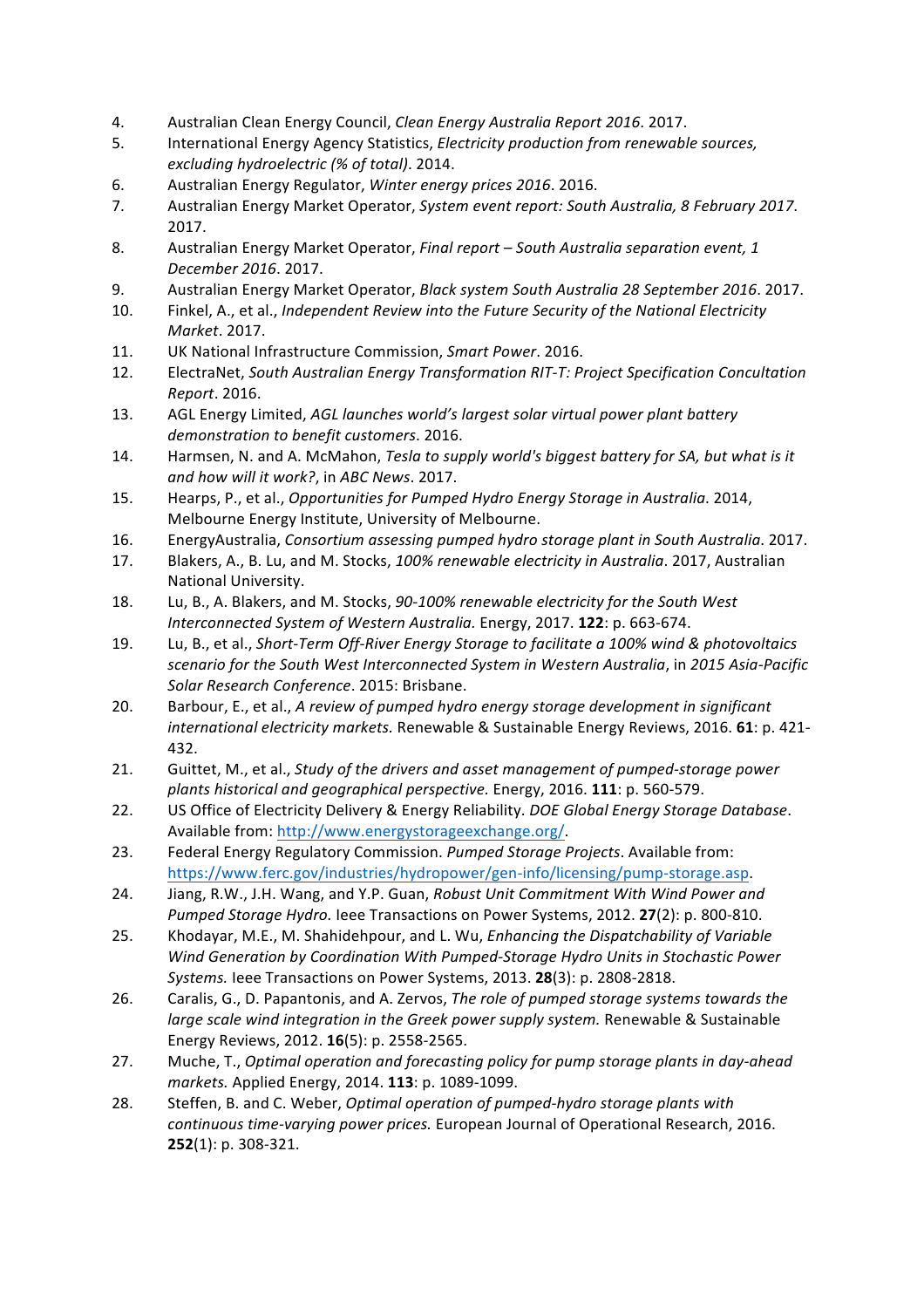4. Australian Clean Energy Council, *Clean Energy Australia Report 2016*. 2017.
5. International Energy Agency Statistics, *Electricity production from renewable sources, excluding hydroelectric (% of total)*. 2014.
6. Australian Energy Regulator, *Winter energy prices 2016*. 2016.
7. Australian Energy Market Operator, *System event report: South Australia, 8 February 2017*. 2017.
8. Australian Energy Market Operator, *Final report – South Australia separation event, 1 December 2016*. 2017.
9. Australian Energy Market Operator, *Black system South Australia 28 September 2016*. 2017.
10. Finkel, A., et al., *Independent Review into the Future Security of the National Electricity Market*. 2017.
11. UK National Infrastructure Commission, *Smart Power*. 2016.
12. ElectraNet, *South Australian Energy Transformation RIT-T: Project Specification Concultation Report*. 2016.
13. AGL Energy Limited, *AGL launches world's largest solar virtual power plant battery demonstration to benefit customers*. 2016.
14. Harmsen, N. and A. McMahon, *Tesla to supply world's biggest battery for SA, but what is it and how will it work?*, in *ABC News*. 2017.
15. Hearps, P., et al., *Opportunities for Pumped Hydro Energy Storage in Australia*. 2014, Melbourne Energy Institute, University of Melbourne.
16. EnergyAustralia, *Consortium assessing pumped hydro storage plant in South Australia*. 2017.
17. Blakers, A., B. Lu, and M. Stocks, *100% renewable electricity in Australia*. 2017, Australian National University.
18. Lu, B., A. Blakers, and M. Stocks, *90-100% renewable electricity for the South West Interconnected System of Western Australia.* Energy, 2017. **122**: p. 663-674.
19. Lu, B., et al., *Short-Term Off-River Energy Storage to facilitate a 100% wind & photovoltaics scenario for the South West Interconnected System in Western Australia*, in *2015 Asia-Pacific Solar Research Conference*. 2015: Brisbane.
20. Barbour, E., et al., *A review of pumped hydro energy storage development in significant international electricity markets.* Renewable & Sustainable Energy Reviews, 2016. **61**: p. 421-432.
21. Guittet, M., et al., *Study of the drivers and asset management of pumped-storage power plants historical and geographical perspective.* Energy, 2016. **111**: p. 560-579.
22. US Office of Electricity Delivery & Energy Reliability. *DOE Global Energy Storage Database*. Available from: http://www.energystorageexchange.org/.
23. Federal Energy Regulatory Commission. *Pumped Storage Projects*. Available from: https://www.ferc.gov/industries/hydropower/gen-info/licensing/pump-storage.asp.
24. Jiang, R.W., J.H. Wang, and Y.P. Guan, *Robust Unit Commitment With Wind Power and Pumped Storage Hydro.* Ieee Transactions on Power Systems, 2012. **27**(2): p. 800-810.
25. Khodayar, M.E., M. Shahidehpour, and L. Wu, *Enhancing the Dispatchability of Variable Wind Generation by Coordination With Pumped-Storage Hydro Units in Stochastic Power Systems.* Ieee Transactions on Power Systems, 2013. **28**(3): p. 2808-2818.
26. Caralis, G., D. Papantonis, and A. Zervos, *The role of pumped storage systems towards the large scale wind integration in the Greek power supply system.* Renewable & Sustainable Energy Reviews, 2012. **16**(5): p. 2558-2565.
27. Muche, T., *Optimal operation and forecasting policy for pump storage plants in day-ahead markets.* Applied Energy, 2014. **113**: p. 1089-1099.
28. Steffen, B. and C. Weber, *Optimal operation of pumped-hydro storage plants with continuous time-varying power prices.* European Journal of Operational Research, 2016. **252**(1): p. 308-321.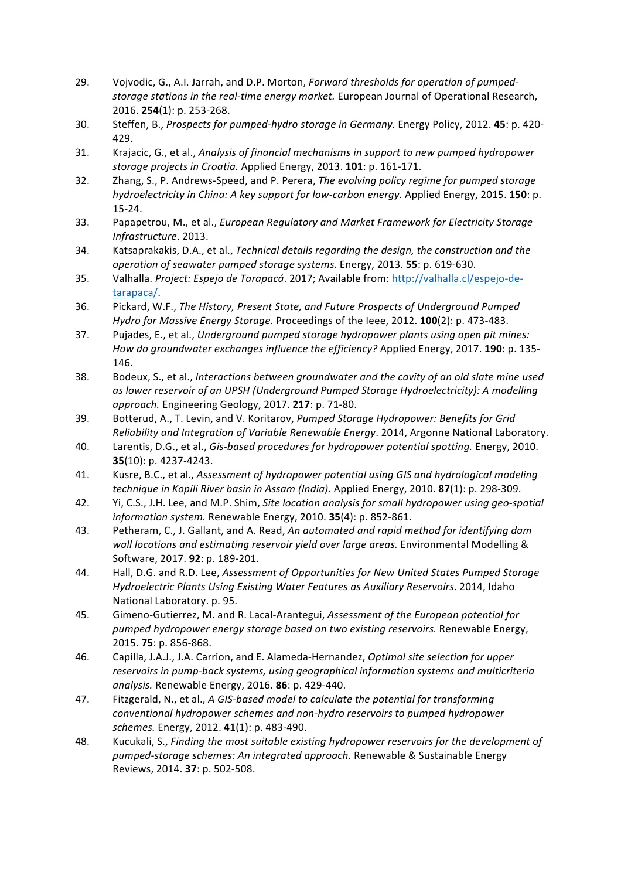29. Vojvodic, G., A.I. Jarrah, and D.P. Morton, *Forward thresholds for operation of pumped-storage stations in the real-time energy market.* European Journal of Operational Research, 2016. **254**(1): p. 253-268.
30. Steffen, B., *Prospects for pumped-hydro storage in Germany.* Energy Policy, 2012. **45**: p. 420-429.
31. Krajacic, G., et al., *Analysis of financial mechanisms in support to new pumped hydropower storage projects in Croatia.* Applied Energy, 2013. **101**: p. 161-171.
32. Zhang, S., P. Andrews-Speed, and P. Perera, *The evolving policy regime for pumped storage hydroelectricity in China: A key support for low-carbon energy.* Applied Energy, 2015. **150**: p. 15-24.
33. Papapetrou, M., et al., *European Regulatory and Market Framework for Electricity Storage Infrastructure*. 2013.
34. Katsaprakakis, D.A., et al., *Technical details regarding the design, the construction and the operation of seawater pumped storage systems.* Energy, 2013. **55**: p. 619-630.
35. Valhalla. *Project: Espejo de Tarapacá*. 2017; Available from: http://valhalla.cl/espejo-de-tarapaca/.
36. Pickard, W.F., *The History, Present State, and Future Prospects of Underground Pumped Hydro for Massive Energy Storage.* Proceedings of the Ieee, 2012. **100**(2): p. 473-483.
37. Pujades, E., et al., *Underground pumped storage hydropower plants using open pit mines: How do groundwater exchanges influence the efficiency?* Applied Energy, 2017. **190**: p. 135-146.
38. Bodeux, S., et al., *Interactions between groundwater and the cavity of an old slate mine used as lower reservoir of an UPSH (Underground Pumped Storage Hydroelectricity): A modelling approach.* Engineering Geology, 2017. **217**: p. 71-80.
39. Botterud, A., T. Levin, and V. Koritarov, *Pumped Storage Hydropower: Benefits for Grid Reliability and Integration of Variable Renewable Energy*. 2014, Argonne National Laboratory.
40. Larentis, D.G., et al., *Gis-based procedures for hydropower potential spotting.* Energy, 2010. **35**(10): p. 4237-4243.
41. Kusre, B.C., et al., *Assessment of hydropower potential using GIS and hydrological modeling technique in Kopili River basin in Assam (India).* Applied Energy, 2010. **87**(1): p. 298-309.
42. Yi, C.S., J.H. Lee, and M.P. Shim, *Site location analysis for small hydropower using geo-spatial information system.* Renewable Energy, 2010. **35**(4): p. 852-861.
43. Petheram, C., J. Gallant, and A. Read, *An automated and rapid method for identifying dam wall locations and estimating reservoir yield over large areas.* Environmental Modelling & Software, 2017. **92**: p. 189-201.
44. Hall, D.G. and R.D. Lee, *Assessment of Opportunities for New United States Pumped Storage Hydroelectric Plants Using Existing Water Features as Auxiliary Reservoirs*. 2014, Idaho National Laboratory. p. 95.
45. Gimeno-Gutierrez, M. and R. Lacal-Arantegui, *Assessment of the European potential for pumped hydropower energy storage based on two existing reservoirs.* Renewable Energy, 2015. **75**: p. 856-868.
46. Capilla, J.A.J., J.A. Carrion, and E. Alameda-Hernandez, *Optimal site selection for upper reservoirs in pump-back systems, using geographical information systems and multicriteria analysis.* Renewable Energy, 2016. **86**: p. 429-440.
47. Fitzgerald, N., et al., *A GIS-based model to calculate the potential for transforming conventional hydropower schemes and non-hydro reservoirs to pumped hydropower schemes.* Energy, 2012. **41**(1): p. 483-490.
48. Kucukali, S., *Finding the most suitable existing hydropower reservoirs for the development of pumped-storage schemes: An integrated approach.* Renewable & Sustainable Energy Reviews, 2014. **37**: p. 502-508.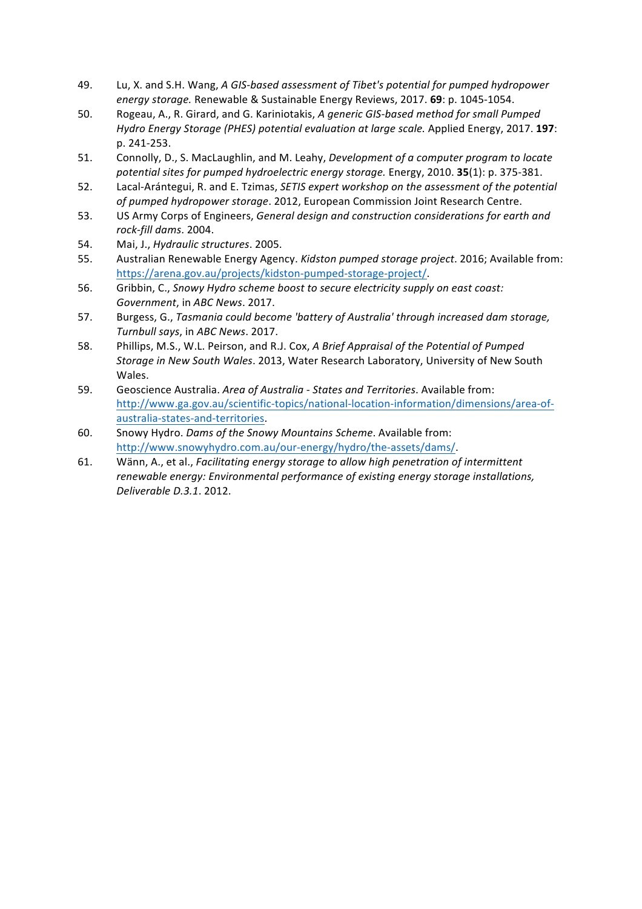49. Lu, X. and S.H. Wang, *A GIS-based assessment of Tibet's potential for pumped hydropower energy storage.* Renewable & Sustainable Energy Reviews, 2017. **69**: p. 1045-1054.
50. Rogeau, A., R. Girard, and G. Kariniotakis, *A generic GIS-based method for small Pumped Hydro Energy Storage (PHES) potential evaluation at large scale.* Applied Energy, 2017. **197**: p. 241-253.
51. Connolly, D., S. MacLaughlin, and M. Leahy, *Development of a computer program to locate potential sites for pumped hydroelectric energy storage.* Energy, 2010. **35**(1): p. 375-381.
52. Lacal-Arántegui, R. and E. Tzimas, *SETIS expert workshop on the assessment of the potential of pumped hydropower storage*. 2012, European Commission Joint Research Centre.
53. US Army Corps of Engineers, *General design and construction considerations for earth and rock-fill dams*. 2004.
54. Mai, J., *Hydraulic structures*. 2005.
55. Australian Renewable Energy Agency. *Kidston pumped storage project*. 2016; Available from: https://arena.gov.au/projects/kidston-pumped-storage-project/.
56. Gribbin, C., *Snowy Hydro scheme boost to secure electricity supply on east coast: Government*, in *ABC News*. 2017.
57. Burgess, G., *Tasmania could become 'battery of Australia' through increased dam storage, Turnbull says*, in *ABC News*. 2017.
58. Phillips, M.S., W.L. Peirson, and R.J. Cox, *A Brief Appraisal of the Potential of Pumped Storage in New South Wales*. 2013, Water Research Laboratory, University of New South Wales.
59. Geoscience Australia. *Area of Australia - States and Territories*. Available from: http://www.ga.gov.au/scientific-topics/national-location-information/dimensions/area-of-australia-states-and-territories.
60. Snowy Hydro. *Dams of the Snowy Mountains Scheme*. Available from: http://www.snowyhydro.com.au/our-energy/hydro/the-assets/dams/.
61. Wänn, A., et al., *Facilitating energy storage to allow high penetration of intermittent renewable energy: Environmental performance of existing energy storage installations, Deliverable D.3.1*. 2012.